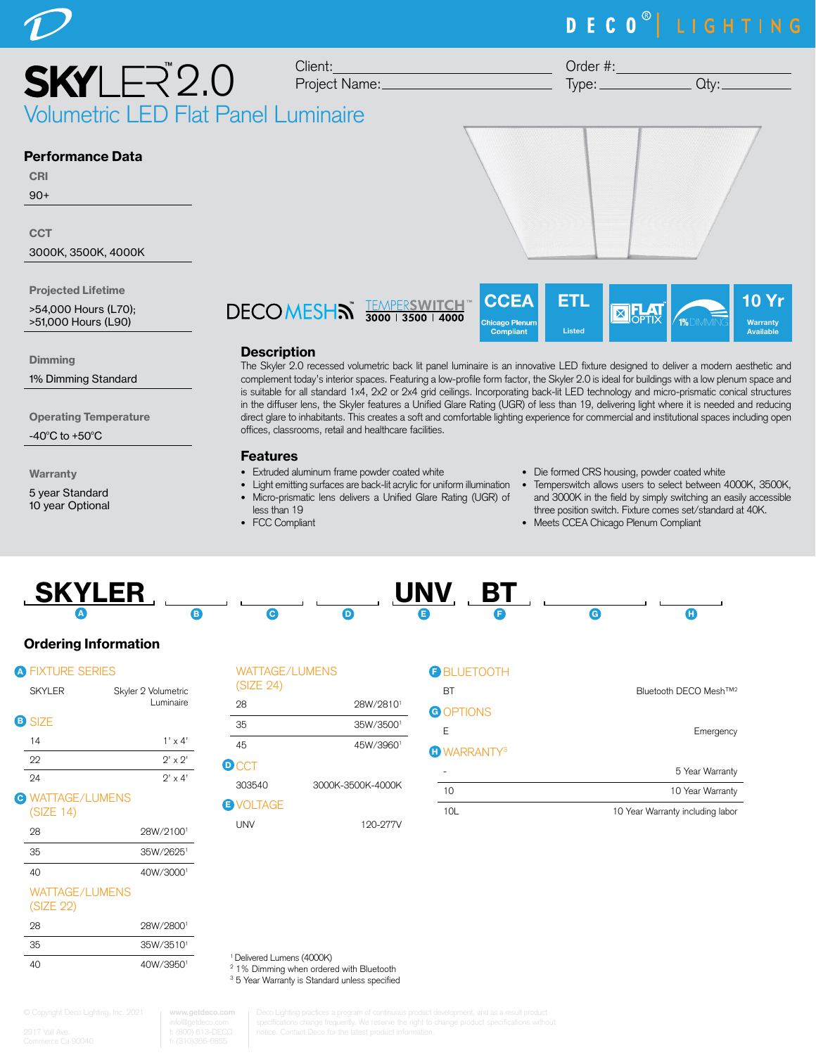DECO® | LIGHTING

# SKYLER™ 2.0

## Volumetric LED Flat Panel Luminaire

Client: ____________________ Order #: ____________________

Project Name: ____________________ Type: __________ Qty: __________

### Performance Data

**CRI**
90+

**CCT**
3000K, 3500K, 4000K

**Projected Lifetime**
>54,000 Hours (L70);
>51,000 Hours (L90)

**Dimming**
1% Dimming Standard

**Operating Temperature**
-40°C to +50°C

**Warranty**
5 year Standard
10 year Optional

DECO MESH | TEMPERSWITCH™ 3000 | 3500 | 4000 | CCEA Chicago Plenum Compliant | ETL Listed | FLAT OPTIX | 1% DIMMING | 10 Yr Warranty Available

### Description

The Skyler 2.0 recessed volumetric back lit panel luminaire is an innovative LED fixture designed to deliver a modern aesthetic and complement today's interior spaces. Featuring a low-profile form factor, the Skyler 2.0 is ideal for buildings with a low plenum space and is suitable for all standard 1x4, 2x2 or 2x4 grid ceilings. Incorporating back-lit LED technology and micro-prismatic conical structures in the diffuser lens, the Skyler features a Unified Glare Rating (UGR) of less than 19, delivering light where it is needed and reducing direct glare to inhabitants. This creates a soft and comfortable lighting experience for commercial and institutional spaces including open offices, classrooms, retail and healthcare facilities.

### Features

- Extruded aluminum frame powder coated white
- Light emitting surfaces are back-lit acrylic for uniform illumination
- Micro-prismatic lens delivers a Unified Glare Rating (UGR) of less than 19
- FCC Compliant
- Die formed CRS housing, powder coated white
- Temperswitch allows users to select between 4000K, 3500K, and 3000K in the field by simply switching an easily accessible three position switch. Fixture comes set/standard at 40K.
- Meets CCEA Chicago Plenum Compliant

**SKYLER** (A) ____ (B) ____ (C) ____ (D) ____ **UNV** (E) **BT** (F) ____ (G) ____ (H)

## Ordering Information

**A FIXTURE SERIES**

| | |
|---|---|
| SKYLER | Skyler 2 Volumetric Luminaire |

**B SIZE**

| | |
|---|---|
| 14 | 1' x 4' |
| 22 | 2' x 2' |
| 24 | 2' x 4' |

**C WATTAGE/LUMENS (SIZE 14)**

| | |
|---|---|
| 28 | 28W/2100[1] |
| 35 | 35W/2625[1] |
| 40 | 40W/3000[1] |

**WATTAGE/LUMENS (SIZE 22)**

| | |
|---|---|
| 28 | 28W/2800[1] |
| 35 | 35W/3510[1] |
| 40 | 40W/3950[1] |

**WATTAGE/LUMENS (SIZE 24)**

| | |
|---|---|
| 28 | 28W/2810[1] |
| 35 | 35W/3500[1] |
| 45 | 45W/3960[1] |

**D CCT**

| | |
|---|---|
| 303540 | 3000K-3500K-4000K |

**E VOLTAGE**

| | |
|---|---|
| UNV | 120-277V |

**F BLUETOOTH**

| | |
|---|---|
| BT | Bluetooth DECO Mesh™[2] |

**G OPTIONS**

| | |
|---|---|
| E | Emergency |

**H WARRANTY[3]**

| | |
|---|---|
| - | 5 Year Warranty |
| 10 | 10 Year Warranty |
| 10L | 10 Year Warranty including labor |

[1] Delivered Lumens (4000K)
[2] 1% Dimming when ordered with Bluetooth
[3] 5 Year Warranty is Standard unless specified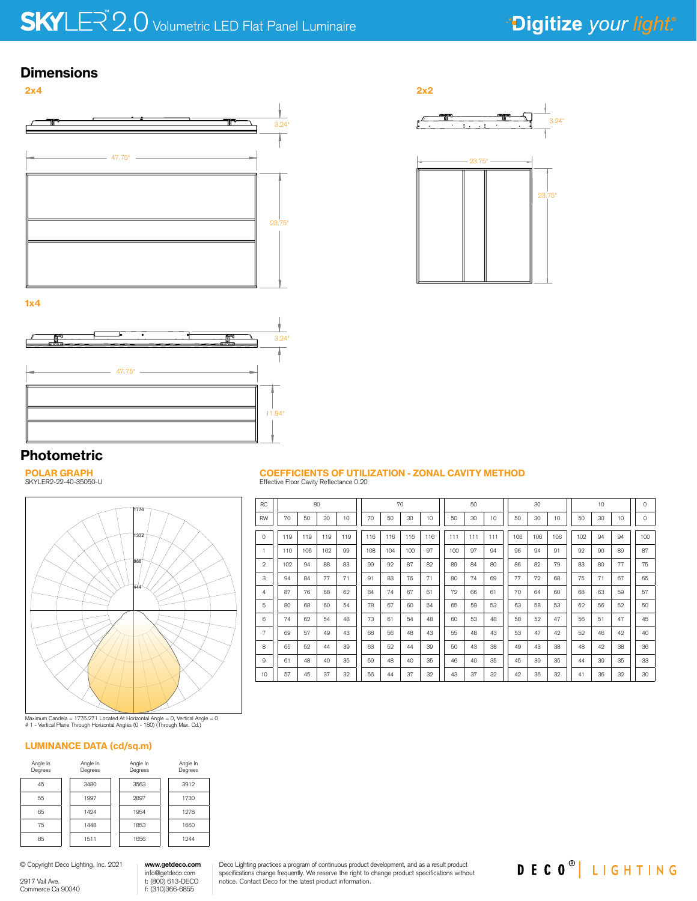## Dimensions

**2x4**

3.24"

47.75"

23.75"

**2x2**

3.24"

23.75"

23.75"

**1x4**

3.24"

47.75"

11.94"

## Photometric

### POLAR GRAPH

SKYLER2-22-40-35050-U

1776

1332

888

444

Maximum Candela = 1776.271 Located At Horizontal Angle = 0, Vertical Angle = 0
# 1 - Vertical Plane Through Horizontal Angles (0 - 180) (Through Max. Cd.)

### COEFFICIENTS OF UTILIZATION - ZONAL CAVITY METHOD

Effective Floor Cavity Reflectance 0.20

| RC | 80 | | | | 70 | | | | 50 | | | 30 | | | 10 | | | 0 |
|---|---|---|---|---|---|---|---|---|---|---|---|---|---|---|---|---|---|---|
| RW | 70 | 50 | 30 | 10 | 70 | 50 | 30 | 10 | 50 | 30 | 10 | 50 | 30 | 10 | 50 | 30 | 10 | 0 |
| 0 | 119 | 119 | 119 | 119 | 116 | 116 | 116 | 116 | 111 | 111 | 111 | 106 | 106 | 106 | 102 | 94 | 94 | 100 |
| 1 | 110 | 106 | 102 | 99 | 108 | 104 | 100 | 97 | 100 | 97 | 94 | 96 | 94 | 91 | 92 | 90 | 89 | 87 |
| 2 | 102 | 94 | 88 | 83 | 99 | 92 | 87 | 82 | 89 | 84 | 80 | 86 | 82 | 79 | 83 | 80 | 77 | 75 |
| 3 | 94 | 84 | 77 | 71 | 91 | 83 | 76 | 71 | 80 | 74 | 69 | 77 | 72 | 68 | 75 | 71 | 67 | 65 |
| 4 | 87 | 76 | 68 | 62 | 84 | 74 | 67 | 61 | 72 | 66 | 61 | 70 | 64 | 60 | 68 | 63 | 59 | 57 |
| 5 | 80 | 68 | 60 | 54 | 78 | 67 | 60 | 54 | 65 | 59 | 53 | 63 | 58 | 53 | 62 | 56 | 52 | 50 |
| 6 | 74 | 62 | 54 | 48 | 73 | 61 | 54 | 48 | 60 | 53 | 48 | 58 | 52 | 47 | 56 | 51 | 47 | 45 |
| 7 | 69 | 57 | 49 | 43 | 68 | 56 | 48 | 43 | 55 | 48 | 43 | 53 | 47 | 42 | 52 | 46 | 42 | 40 |
| 8 | 65 | 52 | 44 | 39 | 63 | 52 | 44 | 39 | 50 | 43 | 38 | 49 | 43 | 38 | 48 | 42 | 38 | 36 |
| 9 | 61 | 48 | 40 | 35 | 59 | 48 | 40 | 35 | 46 | 40 | 35 | 45 | 39 | 35 | 44 | 39 | 35 | 33 |
| 10 | 57 | 45 | 37 | 32 | 56 | 44 | 37 | 32 | 43 | 37 | 32 | 42 | 36 | 32 | 41 | 36 | 32 | 30 |

### LUMINANCE DATA (cd/sq.m)

| Angle In Degrees | Angle In Degrees | Angle In Degrees | Angle In Degrees |
|---|---|---|---|
| 45 | 3480 | 3563 | 3912 |
| 55 | 1997 | 2897 | 1730 |
| 65 | 1424 | 1954 | 1278 |
| 75 | 1448 | 1853 | 1660 |
| 85 | 1511 | 1656 | 1244 |

© Copyright Deco Lighting, Inc. 2021

2917 Vail Ave.
Commerce Ca 90040

**www.getdeco.com**
info@getdeco.com
t: (800) 613-DECO
f: (310)366-6855

Deco Lighting practices a program of continuous product development, and as a result product specifications change frequently. We reserve the right to change product specifications without notice. Contact Deco for the latest product information.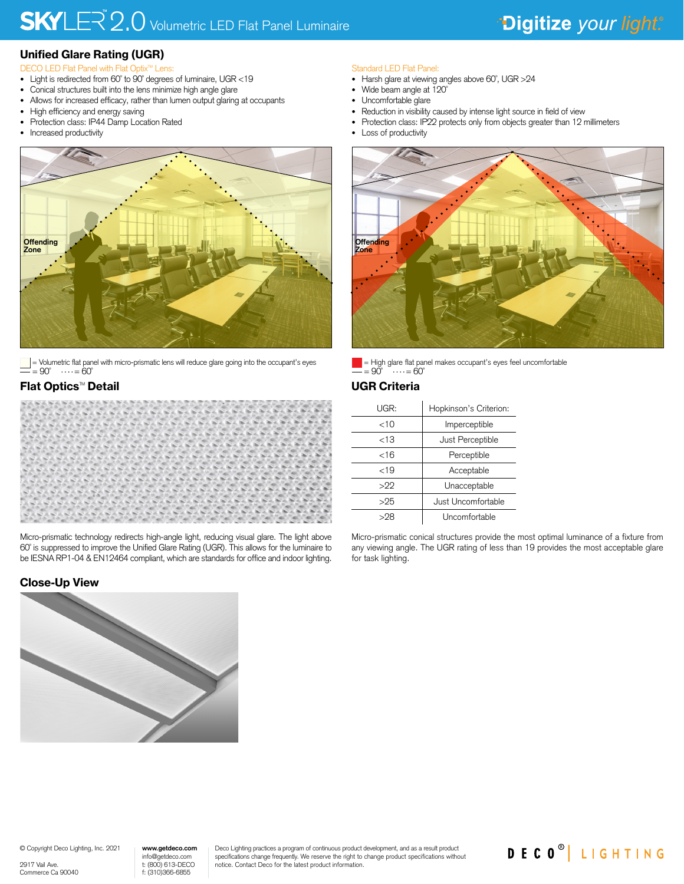# SKYLER™ 2.0 Volumetric LED Flat Panel Luminaire

## Unified Glare Rating (UGR)

DECO LED Flat Panel with Flat Optix™ Lens:

- Light is redirected from 60° to 90° degrees of luminaire, UGR <19
- Conical structures built into the lens minimize high angle glare
- Allows for increased efficacy, rather than lumen output glaring at occupants
- High efficiency and energy saving
- Protection class: IP44 Damp Location Rated
- Increased productivity

Offending Zone

= Volumetric flat panel with micro-prismatic lens will reduce glare going into the occupant's eyes
— = 90° ···· = 60°

Standard LED Flat Panel:

- Harsh glare at viewing angles above 60°, UGR >24
- Wide beam angle at 120°
- Uncomfortable glare
- Reduction in visibility caused by intense light source in field of view
- Protection class: IP22 protects only from objects greater than 12 millimeters
- Loss of productivity

Offending Zone

= High glare flat panel makes occupant's eyes feel uncomfortable
— = 90° ···· = 60°

## Flat Optics™ Detail

Micro-prismatic technology redirects high-angle light, reducing visual glare. The light above 60° is suppressed to improve the Unified Glare Rating (UGR). This allows for the luminaire to be IESNA RP1-04 & EN12464 compliant, which are standards for office and indoor lighting.

## UGR Criteria

| UGR: | Hopkinson's Criterion: |
|---|---|
| <10 | Imperceptible |
| <13 | Just Perceptible |
| <16 | Perceptible |
| <19 | Acceptable |
| >22 | Unacceptable |
| >25 | Just Uncomfortable |
| >28 | Uncomfortable |

Micro-prismatic conical structures provide the most optimal luminance of a fixture from any viewing angle. The UGR rating of less than 19 provides the most acceptable glare for task lighting.

## Close-Up View